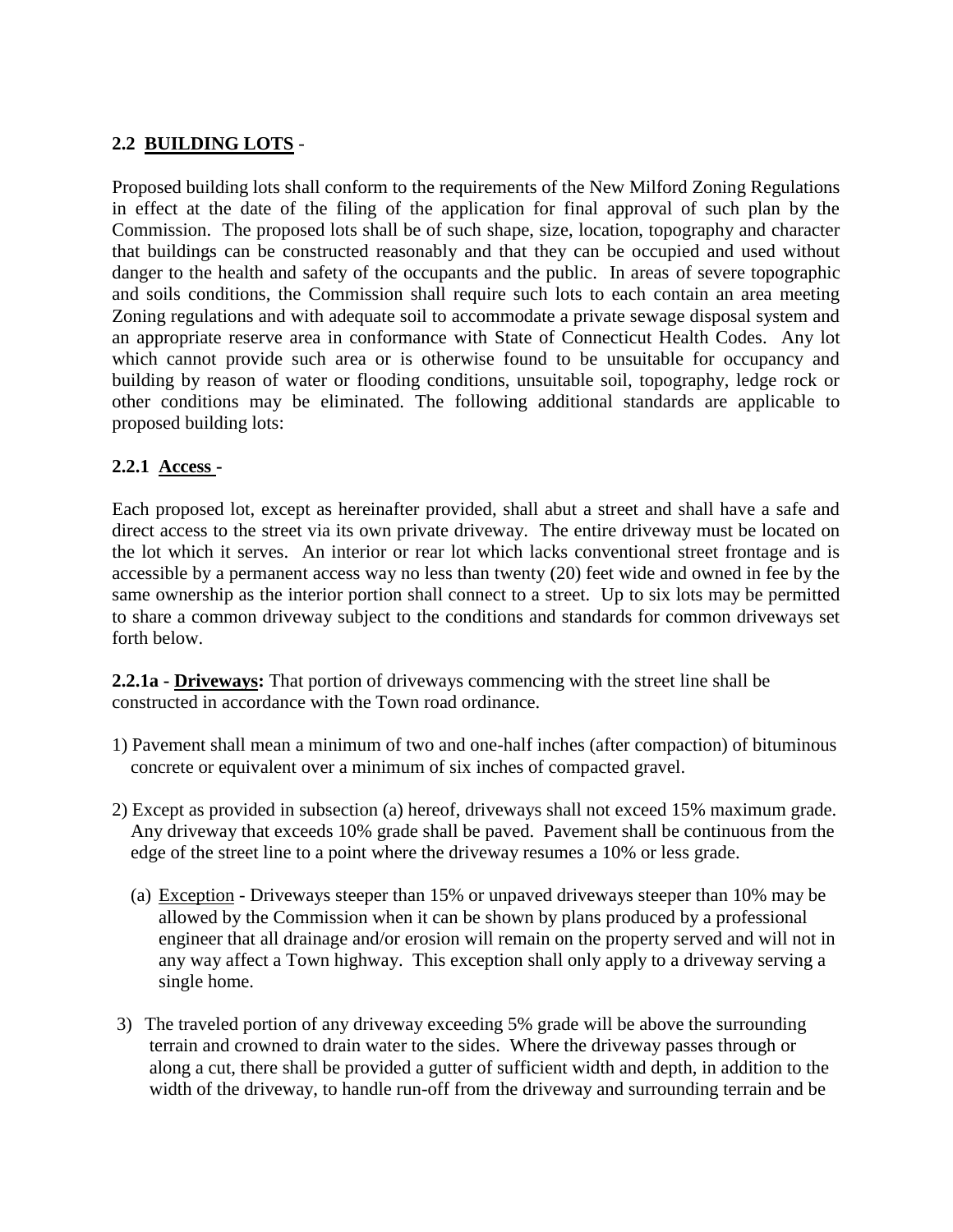## 2.2 **BUILDING LOTS** -

Proposed building lots shall conform to the requirements of the New Milford Zoning Regulations in effect at the date of the filing of the application for final approval of such plan by the Commission. The proposed lots shall be of such shape, size, location, topography and character that buildings can be constructed reasonably and that they can be occupied and used without danger to the health and safety of the occupants and the public. In areas of severe topographic and soils conditions, the Commission shall require such lots to each contain an area meeting Zoning regulations and with adequate soil to accommodate a private sewage disposal system and an appropriate reserve area in conformance with State of Connecticut Health Codes. Any lot which cannot provide such area or is otherwise found to be unsuitable for occupancy and building by reason of water or flooding conditions, unsuitable soil, topography, ledge rock or other conditions may be eliminated. The following additional standards are applicable to proposed building lots:

### 2.2.1 **Access** -

Each proposed lot, except as hereinafter provided, shall abut a street and shall have a safe and direct access to the street via its own private driveway. The entire driveway must be located on the lot which it serves. An interior or rear lot which lacks conventional street frontage and is accessible by a permanent access way no less than twenty (20) feet wide and owned in fee by the same ownership as the interior portion shall connect to a street. Up to six lots may be permitted to share a common driveway subject to the conditions and standards for common driveways set forth below.

**2.2.1a - Driveways:** That portion of driveways commencing with the street line shall be constructed in accordance with the Town road ordinance.

1) Pavement shall mean a minimum of two and one-half inches (after compaction) of bituminous concrete or equivalent over a minimum of six inches of compacted gravel.

2) Except as provided in subsection (a) hereof, driveways shall not exceed 15% maximum grade. Any driveway that exceeds 10% grade shall be paved. Pavement shall be continuous from the edge of the street line to a point where the driveway resumes a 10% or less grade.

   (a) Exception - Driveways steeper than 15% or unpaved driveways steeper than 10% may be allowed by the Commission when it can be shown by plans produced by a professional engineer that all drainage and/or erosion will remain on the property served and will not in any way affect a Town highway. This exception shall only apply to a driveway serving a single home.

3) The traveled portion of any driveway exceeding 5% grade will be above the surrounding terrain and crowned to drain water to the sides. Where the driveway passes through or along a cut, there shall be provided a gutter of sufficient width and depth, in addition to the width of the driveway, to handle run-off from the driveway and surrounding terrain and be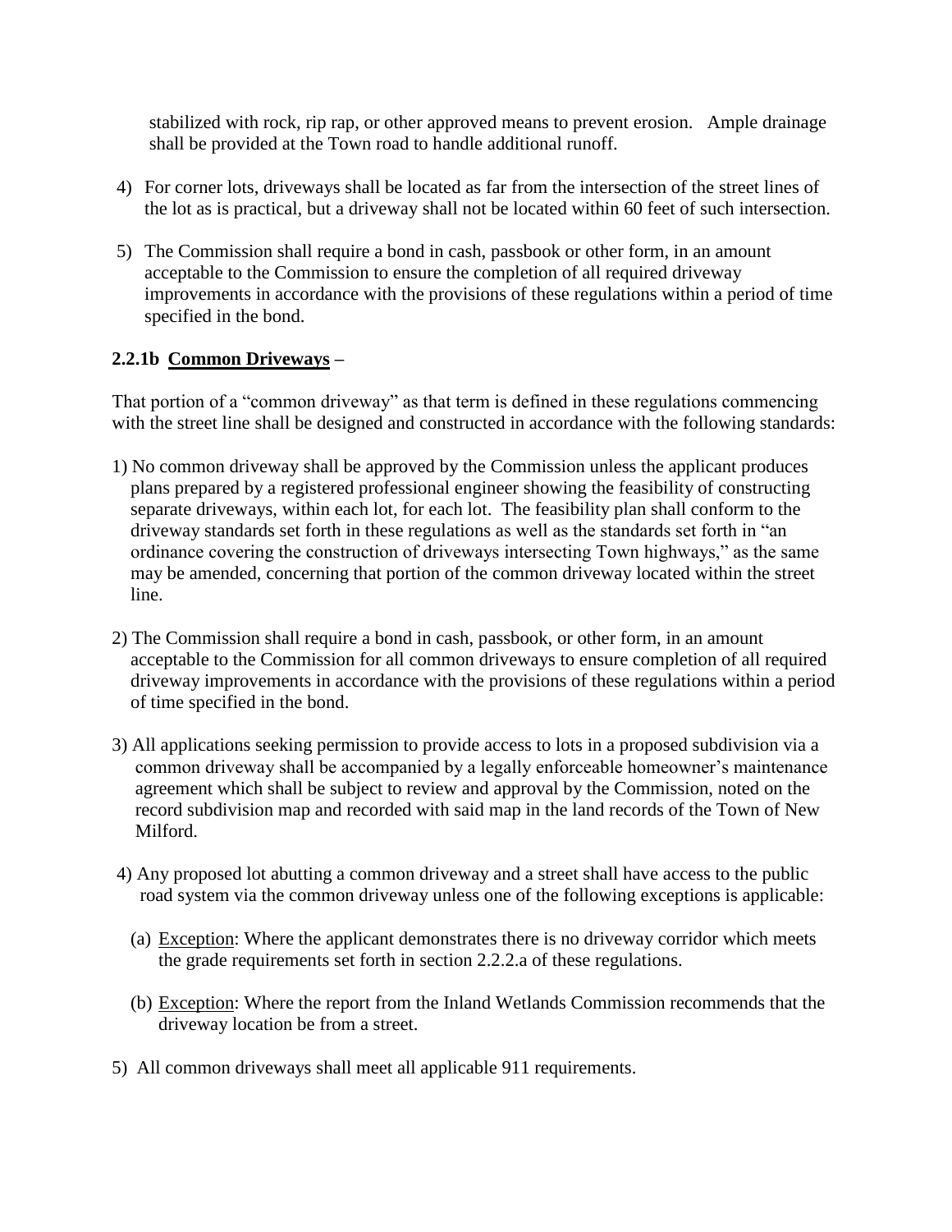stabilized with rock, rip rap, or other approved means to prevent erosion. Ample drainage shall be provided at the Town road to handle additional runoff.

4) For corner lots, driveways shall be located as far from the intersection of the street lines of the lot as is practical, but a driveway shall not be located within 60 feet of such intersection.

5) The Commission shall require a bond in cash, passbook or other form, in an amount acceptable to the Commission to ensure the completion of all required driveway improvements in accordance with the provisions of these regulations within a period of time specified in the bond.

**2.2.1b <u>Common Driveways</u> –**

That portion of a "common driveway" as that term is defined in these regulations commencing with the street line shall be designed and constructed in accordance with the following standards:

1) No common driveway shall be approved by the Commission unless the applicant produces plans prepared by a registered professional engineer showing the feasibility of constructing separate driveways, within each lot, for each lot. The feasibility plan shall conform to the driveway standards set forth in these regulations as well as the standards set forth in "an ordinance covering the construction of driveways intersecting Town highways," as the same may be amended, concerning that portion of the common driveway located within the street line.

2) The Commission shall require a bond in cash, passbook, or other form, in an amount acceptable to the Commission for all common driveways to ensure completion of all required driveway improvements in accordance with the provisions of these regulations within a period of time specified in the bond.

3) All applications seeking permission to provide access to lots in a proposed subdivision via a common driveway shall be accompanied by a legally enforceable homeowner's maintenance agreement which shall be subject to review and approval by the Commission, noted on the record subdivision map and recorded with said map in the land records of the Town of New Milford.

4) Any proposed lot abutting a common driveway and a street shall have access to the public road system via the common driveway unless one of the following exceptions is applicable:

   (a) <u>Exception</u>: Where the applicant demonstrates there is no driveway corridor which meets the grade requirements set forth in section 2.2.2.a of these regulations.

   (b) <u>Exception</u>: Where the report from the Inland Wetlands Commission recommends that the driveway location be from a street.

5) All common driveways shall meet all applicable 911 requirements.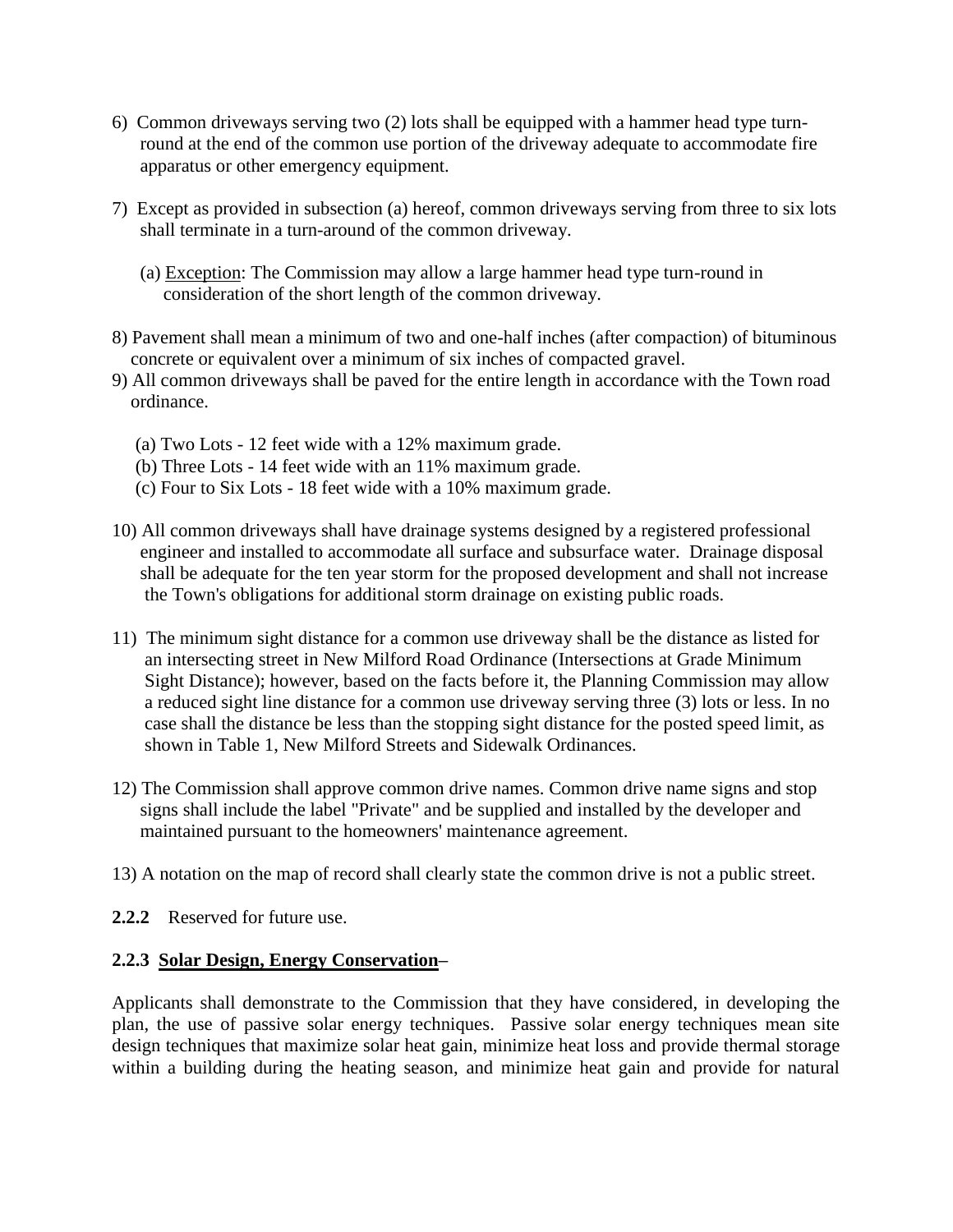6) Common driveways serving two (2) lots shall be equipped with a hammer head type turn-round at the end of the common use portion of the driveway adequate to accommodate fire apparatus or other emergency equipment.

7) Except as provided in subsection (a) hereof, common driveways serving from three to six lots shall terminate in a turn-around of the common driveway.

   (a) <u>Exception</u>: The Commission may allow a large hammer head type turn-round in consideration of the short length of the common driveway.

8) Pavement shall mean a minimum of two and one-half inches (after compaction) of bituminous concrete or equivalent over a minimum of six inches of compacted gravel.

9) All common driveways shall be paved for the entire length in accordance with the Town road ordinance.

   (a) Two Lots - 12 feet wide with a 12% maximum grade.
   (b) Three Lots - 14 feet wide with an 11% maximum grade.
   (c) Four to Six Lots - 18 feet wide with a 10% maximum grade.

10) All common driveways shall have drainage systems designed by a registered professional engineer and installed to accommodate all surface and subsurface water. Drainage disposal shall be adequate for the ten year storm for the proposed development and shall not increase the Town's obligations for additional storm drainage on existing public roads.

11) The minimum sight distance for a common use driveway shall be the distance as listed for an intersecting street in New Milford Road Ordinance (Intersections at Grade Minimum Sight Distance); however, based on the facts before it, the Planning Commission may allow a reduced sight line distance for a common use driveway serving three (3) lots or less. In no case shall the distance be less than the stopping sight distance for the posted speed limit, as shown in Table 1, New Milford Streets and Sidewalk Ordinances.

12) The Commission shall approve common drive names. Common drive name signs and stop signs shall include the label "Private" and be supplied and installed by the developer and maintained pursuant to the homeowners' maintenance agreement.

13) A notation on the map of record shall clearly state the common drive is not a public street.

**2.2.2** Reserved for future use.

**2.2.3 <u>Solar Design, Energy Conservation</u>–**

Applicants shall demonstrate to the Commission that they have considered, in developing the plan, the use of passive solar energy techniques. Passive solar energy techniques mean site design techniques that maximize solar heat gain, minimize heat loss and provide thermal storage within a building during the heating season, and minimize heat gain and provide for natural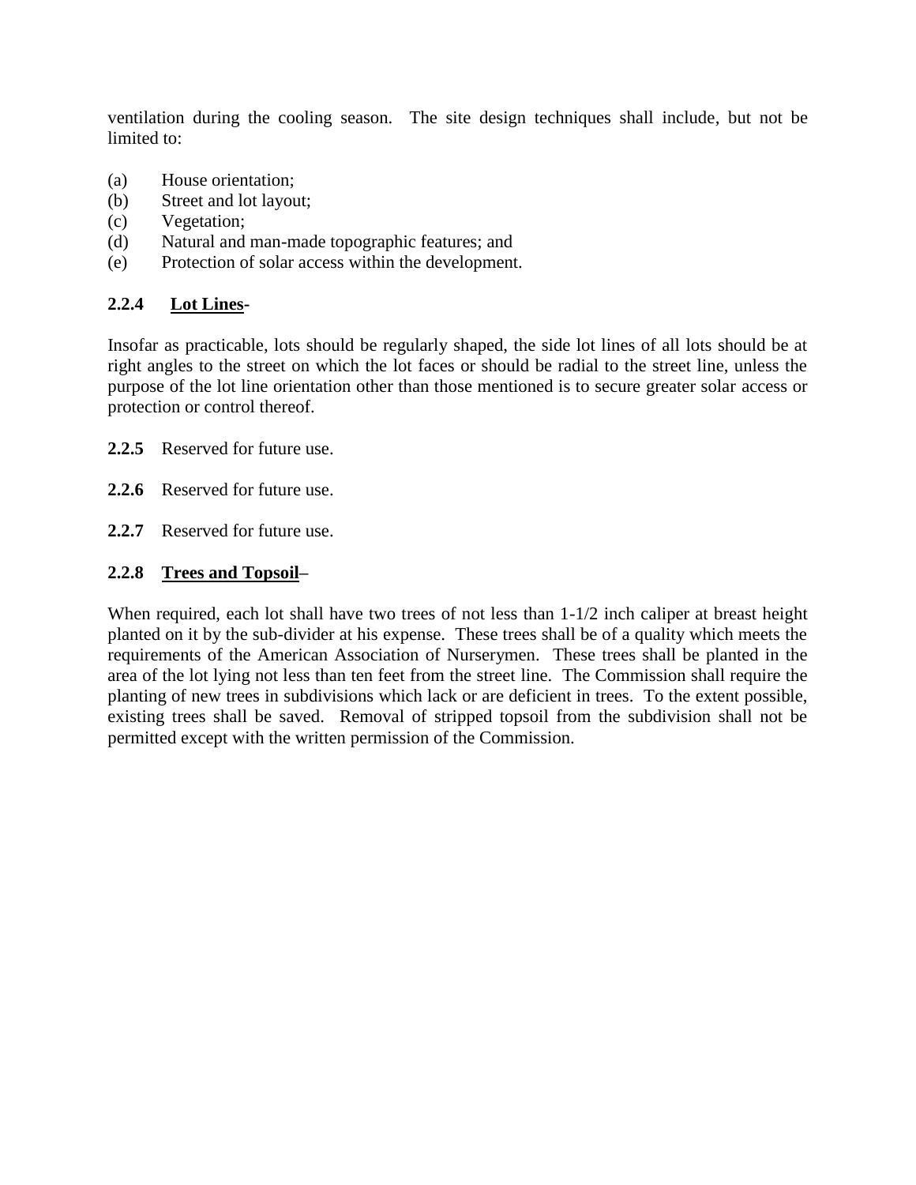ventilation during the cooling season. The site design techniques shall include, but not be limited to:

(a) House orientation;
(b) Street and lot layout;
(c) Vegetation;
(d) Natural and man-made topographic features; and
(e) Protection of solar access within the development.

**2.2.4 <u>Lot Lines</u>-**

Insofar as practicable, lots should be regularly shaped, the side lot lines of all lots should be at right angles to the street on which the lot faces or should be radial to the street line, unless the purpose of the lot line orientation other than those mentioned is to secure greater solar access or protection or control thereof.

**2.2.5** Reserved for future use.

**2.2.6** Reserved for future use.

**2.2.7** Reserved for future use.

**2.2.8 <u>Trees and Topsoil</u>–**

When required, each lot shall have two trees of not less than 1-1/2 inch caliper at breast height planted on it by the sub-divider at his expense. These trees shall be of a quality which meets the requirements of the American Association of Nurserymen. These trees shall be planted in the area of the lot lying not less than ten feet from the street line. The Commission shall require the planting of new trees in subdivisions which lack or are deficient in trees. To the extent possible, existing trees shall be saved. Removal of stripped topsoil from the subdivision shall not be permitted except with the written permission of the Commission.